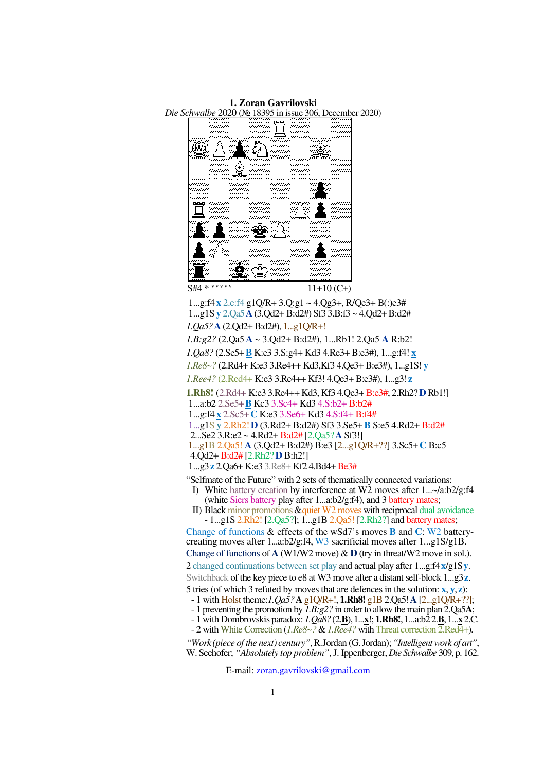**1. Zoran Gavrilovski**

*Die Schwalbe* 2020 (№ 18395 in issue 306, December 2020)

S#4 * ᵛᵛᵛᵛᵛ 11+10 (C+)

1...g:f4 **x** 2.e:f4 g1Q/R+ 3.Q:g1 ~ 4.Qg3+, R/Qe3+ B(:)e3#
1...g1S **y** 2.Qa5 **A** (3.Qd2+ B:d2#) Sf3 3.B:f3 ~ 4.Qd2+ B:d2#

*1.Qa5?* **A** (2.Qd2+ B:d2#), 1...g1Q/R+!

*1.B:g2?* (2.Qa5 **A** ~ 3.Qd2+ B:d2#), 1...Rb1! 2.Qa5 **A** R:b2!

*1.Qa8?* (2.Se5+ **B** K:e3 3.S:g4+ Kd3 4.Re3+ B:e3#), 1...g:f4! **x**

*1.Re8~?* (2.Rd4+ K:e3 3.Re4++ Kd3,Kf3 4.Qe3+ B:e3#), 1...g1S! **y**

*1.Ree4?* (2.Red4+ K:e3 3.Re4++ Kf3! 4.Qe3+ B:e3#), 1...g3! **z**

**1.Rh8!** (2.Rd4+ K:e3 3.Re4++ Kd3, Kf3 4.Qe3+ B:e3#; 2.Rh2? **D** Rb1!]
1...a:b2 2.Se5+ **B** Kc3 3.Sc4+ Kd3 4.S:b2+ B:b2#
1...g:f4 **x** 2.Sc5+ **C** K:e3 3.Se6+ Kd3 4.S:f4+ B:f4#
1...g1S **y** 2.Rh2! **D** (3.Rd2+ B:d2#) Sf3 3.Se5+ **B** S:e5 4.Rd2+ B:d2#
2...Se2 3.R:e2 ~ 4.Rd2+ B:d2# [2.Qa5? **A** Sf3!]
1...g1B 2.Qa5! **A** (3.Qd2+ B:d2#) B:e3 [2...g1Q/R+??] 3.Sc5+ **C** B:c5
4.Qd2+ B:d2# [2.Rh2? **D** B:h2!]
1...g3 **z** 2.Qa6+ K:e3 3.Re8+ Kf2 4.Bd4+ Be3#

"Selfmate of the Future" with 2 sets of thematically connected variations:

I) White battery creation by interference at W2 moves after 1...~/a:b2/g:f4 (white Siers battery play after 1...a:b2/g:f4), and 3 battery mates;

II) Black minor promotions & quiet W2 moves with reciprocal dual avoidance - 1...g1S 2.Rh2! [2.Qa5?]; 1...g1B 2.Qa5! [2.Rh2?] and battery mates;

Change of functions & effects of the wSd7's moves **B** and **C**: W2 battery-creating moves after 1...a:b2/g:f4, W3 sacrificial moves after 1...g1S/g1B.

Change of functions of **A** (W1/W2 move) & **D** (try in threat/W2 move in sol.).

2 changed continuations between set play and actual play after 1...g:f4 **x**/g1S **y**.

Switchback of the key piece to e8 at W3 move after a distant self-block 1...g3 **z**.

5 tries (of which 3 refuted by moves that are defences in the solution: **x**, **y**, **z**):

- 1 with Holst theme: *1.Qa5?* **A** g1Q/R+!, **1.Rh8!** g1B 2.Qa5! **A** [2...g1Q/R+??];
- 1 preventing the promotion by *1.B:g2?* in order to allow the main plan 2.Qa5**A**;
- 1 with Dombrovskis paradox: *1.Qa8?* (2.**B**), 1...**x**!; **1.Rh8!**, 1...a:b2 2.**B**, 1...**x** 2.C.
- 2 with White Correction (*1.Re8~?* & *1.Ree4?* with Threat correction 2.Red4+).

*"Work (piece of the next) century"*, R. Jordan (G. Jordan); *"Intelligent work of art"*, W. Seehofer; *"Absolutely top problem"*, J. Ippenberger, *Die Schwalbe* 309, p. 162.

E-mail: zoran.gavrilovski@gmail.com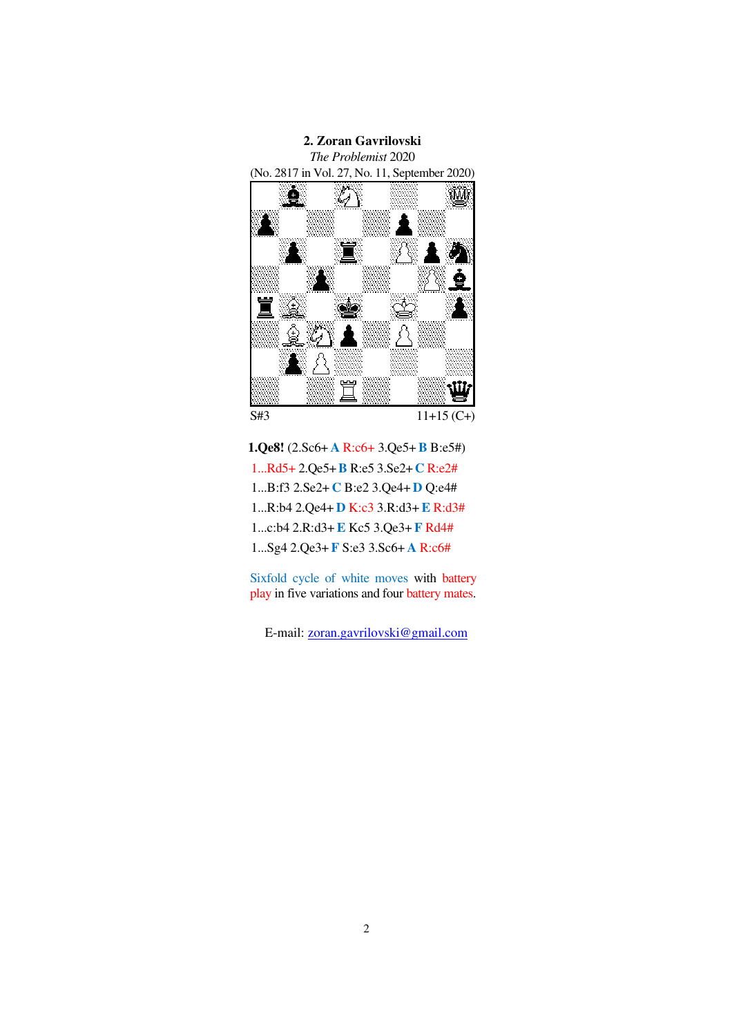**2. Zoran Gavrilovski**

*The Problemist* 2020

(No. 2817 in Vol. 27, No. 11, September 2020)

S#3 11+15 (C+)

**1.Qe8!** (2.Sc6+ **A** R:c6+ 3.Qe5+ **B** B:e5#)

1...Rd5+ 2.Qe5+ **B** R:e5 3.Se2+ **C** R:e2#

1...B:f3 2.Se2+ **C** B:e2 3.Qe4+ **D** Q:e4#

1...R:b4 2.Qe4+ **D** K:c3 3.R:d3+ **E** R:d3#

1...c:b4 2.R:d3+ **E** Kc5 3.Qe3+ **F** Rd4#

1...Sg4 2.Qe3+ **F** S:e3 3.Sc6+ **A** R:c6#

Sixfold cycle of white moves with battery play in five variations and four battery mates.

E-mail: zoran.gavrilovski@gmail.com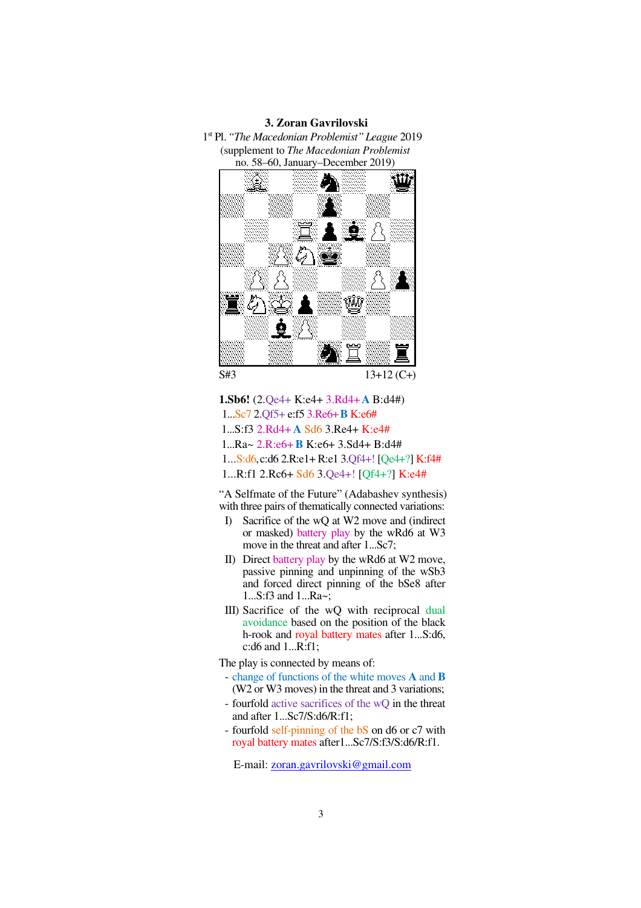### 3. Zoran Gavrilovski

1[st] Pl. *"The Macedonian Problemist" League* 2019
(supplement to *The Macedonian Problemist* no. 58–60, January–December 2019)

S#3 13+12 (C+)

**1.Sb6!** (2.Qe4+ K:e4+ 3.Rd4+ **A** B:d4#)
1...Sc7 2.Qf5+ e:f5 3.Re6+ **B** K:e6#
1...S:f3 2.Rd4+ **A** Sd6 3.Re4+ K:e4#
1...Ra~ 2.R:e6+ **B** K:e6+ 3.Sd4+ B:d4#
1...S:d6, c:d6 2.R:e1+ R:e1 3.Qf4+! [Qe4+?] K:f4#
1...R:f1 2.Rc6+ Sd6 3.Qe4+! [Qf4+?] K:e4#

"A Selfmate of the Future" (Adabashev synthesis) with three pairs of thematically connected variations:

I) Sacrifice of the wQ at W2 move and (indirect or masked) battery play by the wRd6 at W3 move in the threat and after 1...Sc7;

II) Direct battery play by the wRd6 at W2 move, passive pinning and unpinning of the wSb3 and forced direct pinning of the bSe8 after 1...S:f3 and 1...Ra~;

III) Sacrifice of the wQ with reciprocal dual avoidance based on the position of the black h-rook and royal battery mates after 1...S:d6, c:d6 and 1...R:f1;

The play is connected by means of:

- change of functions of the white moves **A** and **B** (W2 or W3 moves) in the threat and 3 variations;
- fourfold active sacrifices of the wQ in the threat and after 1...Sc7/S:d6/R:f1;
- fourfold self-pinning of the bS on d6 or c7 with royal battery mates after1...Sc7/S:f3/S:d6/R:f1.

E-mail: zoran.gavrilovski@gmail.com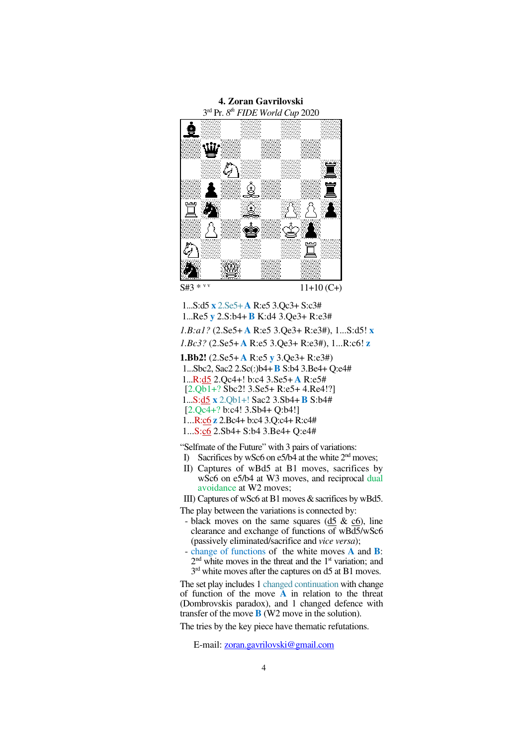**4. Zoran Gavrilovski**

3rd Pr. 8th *FIDE World Cup* 2020

S#3 * v v 11+10 (C+)

1...S:d5 **x** 2.Se5+ **A** R:e5 3.Qc3+ S:c3#
1...Re5 **y** 2.S:b4+ **B** K:d4 3.Qe3+ R:e3#

*1.B:a1?* (2.Se5+ **A** R:e5 3.Qe3+ R:e3#), 1...S:d5! **x**
*1.Bc3?* (2.Se5+ **A** R:e5 3.Qe3+ R:e3#), 1...R:c6! **z**

**1.Bb2!** (2.Se5+ **A** R:e5 **y** 3.Qe3+ R:e3#)
1...Sbc2, Sac2 2.Sc(:)b4+ **B** S:b4 3.Be4+ Q:e4#
1...R:d5 2.Qc4+! b:c4 3.Se5+ **A** R:e5#
[2.Qb1+? Sbc2! 3.Se5+ R:e5+ 4.Re4!?]
1...S:d5 **x** 2.Qb1+! Sac2 3.Sb4+ **B** S:b4#
[2.Qc4+? b:c4! 3.Sb4+ Q:b4!]
1...R:c6 **z** 2.Bc4+ b:c4 3.Q:c4+ R:c4#
1...S:c6 2.Sb4+ S:b4 3.Be4+ Q:e4#

"Selfmate of the Future" with 3 pairs of variations:

I) Sacrifices by wSc6 on e5/b4 at the white 2nd moves;
II) Captures of wBd5 at B1 moves, sacrifices by wSc6 on e5/b4 at W3 moves, and reciprocal dual avoidance at W2 moves;
III) Captures of wSc6 at B1 moves & sacrifices by wBd5.

The play between the variations is connected by:

- black moves on the same squares (d5 & c6), line clearance and exchange of functions of wBd5/wSc6 (passively eliminated/sacrifice and *vice versa*);
- change of functions of the white moves **A** and **B**: 2nd white moves in the threat and the 1st variation; and 3rd white moves after the captures on d5 at B1 moves.

The set play includes 1 changed continuation with change of function of the move **A** in relation to the threat (Dombrovskis paradox), and 1 changed defence with transfer of the move **B** (W2 move in the solution).

The tries by the key piece have thematic refutations.

E-mail: zoran.gavrilovski@gmail.com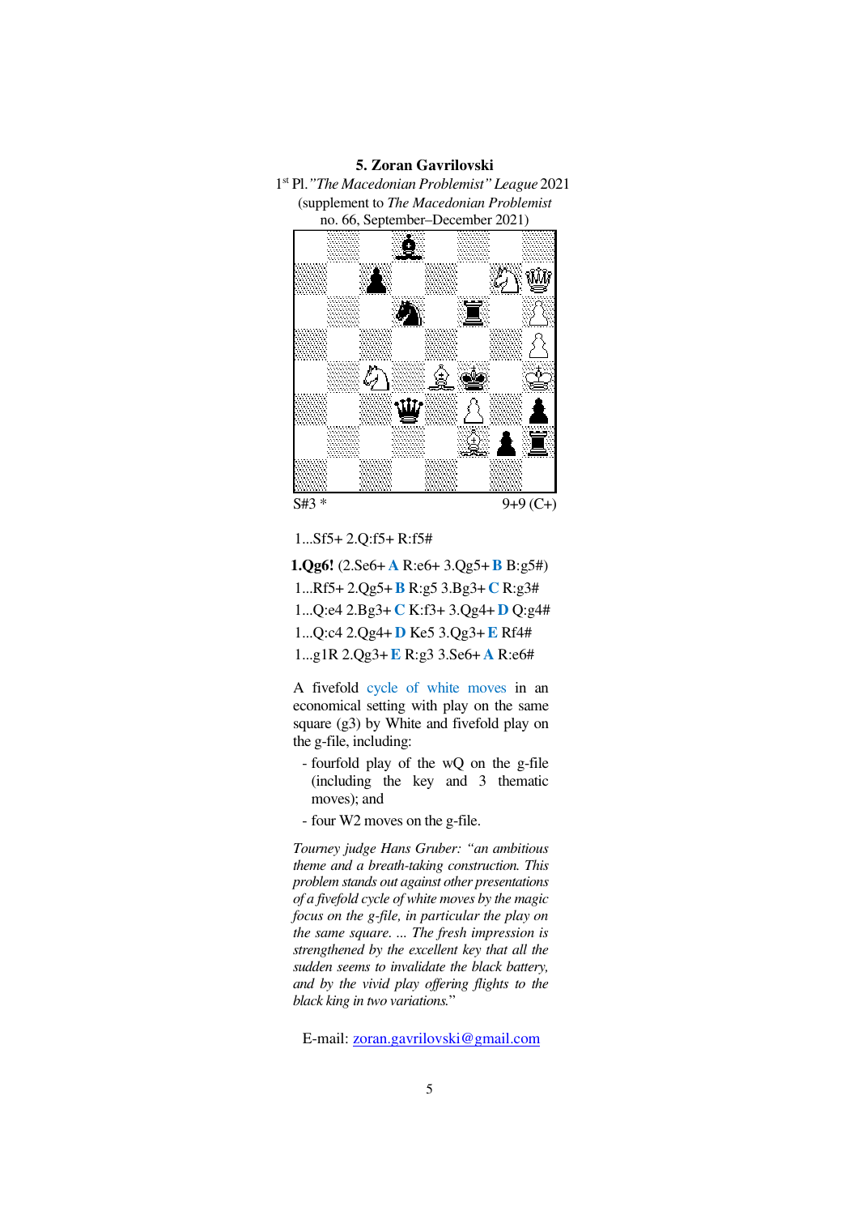**5. Zoran Gavrilovski**

1st Pl. *"The Macedonian Problemist" League* 2021
(supplement to *The Macedonian Problemist*
no. 66, September–December 2021)

S#3 * 9+9 (C+)

1...Sf5+ 2.Q:f5+ R:f5#

**1.Qg6!** (2.Se6+ **A** R:e6+ 3.Qg5+ **B** B:g5#)
1...Rf5+ 2.Qg5+ **B** R:g5 3.Bg3+ **C** R:g3#
1...Q:e4 2.Bg3+ **C** K:f3+ 3.Qg4+ **D** Q:g4#
1...Q:c4 2.Qg4+ **D** Ke5 3.Qg3+ **E** Rf4#
1...g1R 2.Qg3+ **E** R:g3 3.Se6+ **A** R:e6#

A fivefold cycle of white moves in an economical setting with play on the same square (g3) by White and fivefold play on the g-file, including:

- fourfold play of the wQ on the g-file (including the key and 3 thematic moves); and
- four W2 moves on the g-file.

*Tourney judge Hans Gruber: "an ambitious theme and a breath-taking construction. This problem stands out against other presentations of a fivefold cycle of white moves by the magic focus on the g-file, in particular the play on the same square. ... The fresh impression is strengthened by the excellent key that all the sudden seems to invalidate the black battery, and by the vivid play offering flights to the black king in two variations.*"

E-mail: zoran.gavrilovski@gmail.com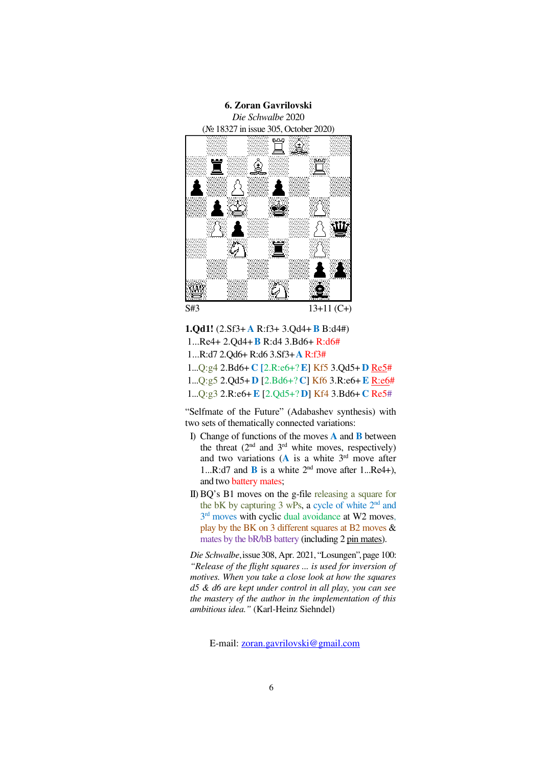**6. Zoran Gavrilovski**
*Die Schwalbe* 2020
(№ 18327 in issue 305, October 2020)

S#3 13+11 (C+)

**1.Qd1!** (2.Sf3+ **A** R:f3+ 3.Qd4+ **B** B:d4#)
1...Re4+ 2.Qd4+ **B** R:d4 3.Bd6+ R:d6#
1...R:d7 2.Qd6+ R:d6 3.Sf3+ **A** R:f3#
1...Q:g4 2.Bd6+ **C** [2.R:e6+? **E**] Kf5 3.Qd5+ **D** Re5#
1...Q:g5 2.Qd5+ **D** [2.Bd6+? **C**] Kf6 3.R:e6+ **E** R:e6#
1...Q:g3 2.R:e6+ **E** [2.Qd5+? **D**] Kf4 3.Bd6+ **C** Re5#

"Selfmate of the Future" (Adabashev synthesis) with two sets of thematically connected variations:

I) Change of functions of the moves **A** and **B** between the threat (2nd and 3rd white moves, respectively) and two variations (**A** is a white 3rd move after 1...R:d7 and **B** is a white 2nd move after 1...Re4+), and two battery mates;

II) BQ's B1 moves on the g-file releasing a square for the bK by capturing 3 wPs, a cycle of white 2nd and 3rd moves with cyclic dual avoidance at W2 moves, play by the BK on 3 different squares at B2 moves & mates by the bR/bB battery (including 2 pin mates).

*Die Schwalbe*, issue 308, Apr. 2021, "Losungen", page 100: *"Release of the flight squares ... is used for inversion of motives. When you take a close look at how the squares d5 & d6 are kept under control in all play, you can see the mastery of the author in the implementation of this ambitious idea."* (Karl-Heinz Siehndel)

E-mail: zoran.gavrilovski@gmail.com